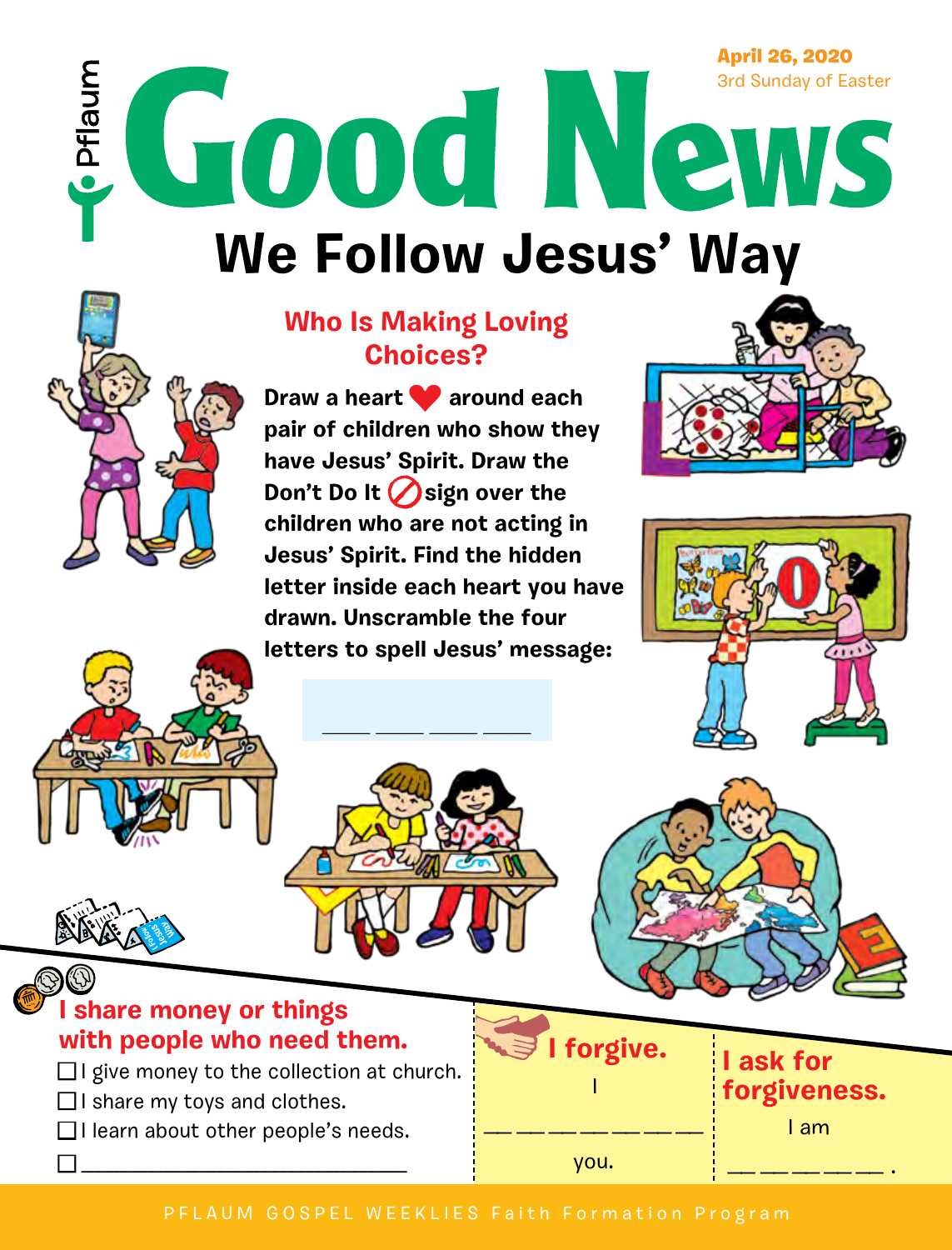April 26, 2020
3rd Sunday of Easter

# Good News

## We Follow Jesus' Way

### Who Is Making Loving Choices?

**Draw a heart ❤ around each pair of children who show they have Jesus' Spirit. Draw the Don't Do It ⊘ sign over the children who are not acting in Jesus' Spirit. Find the hidden letter inside each heart you have drawn. Unscramble the four letters to spell Jesus' message:**

\_\_\_\_ \_\_\_\_ \_\_\_\_ \_\_\_\_

### I share money or things with people who need them.

- ☐ I give money to the collection at church.
- ☐ I share my toys and clothes.
- ☐ I learn about other people's needs.
- ☐ \_\_\_\_\_\_\_\_\_\_\_\_\_\_\_\_\_\_\_\_\_\_\_\_\_\_\_\_\_\_

### I forgive.

I

\_\_ \_\_ \_\_ \_\_ \_\_ \_\_ \_\_

you.

### I ask for forgiveness.

I am

\_\_ \_\_ \_\_ \_\_ \_\_ .

PFLAUM GOSPEL WEEKLIES Faith Formation Program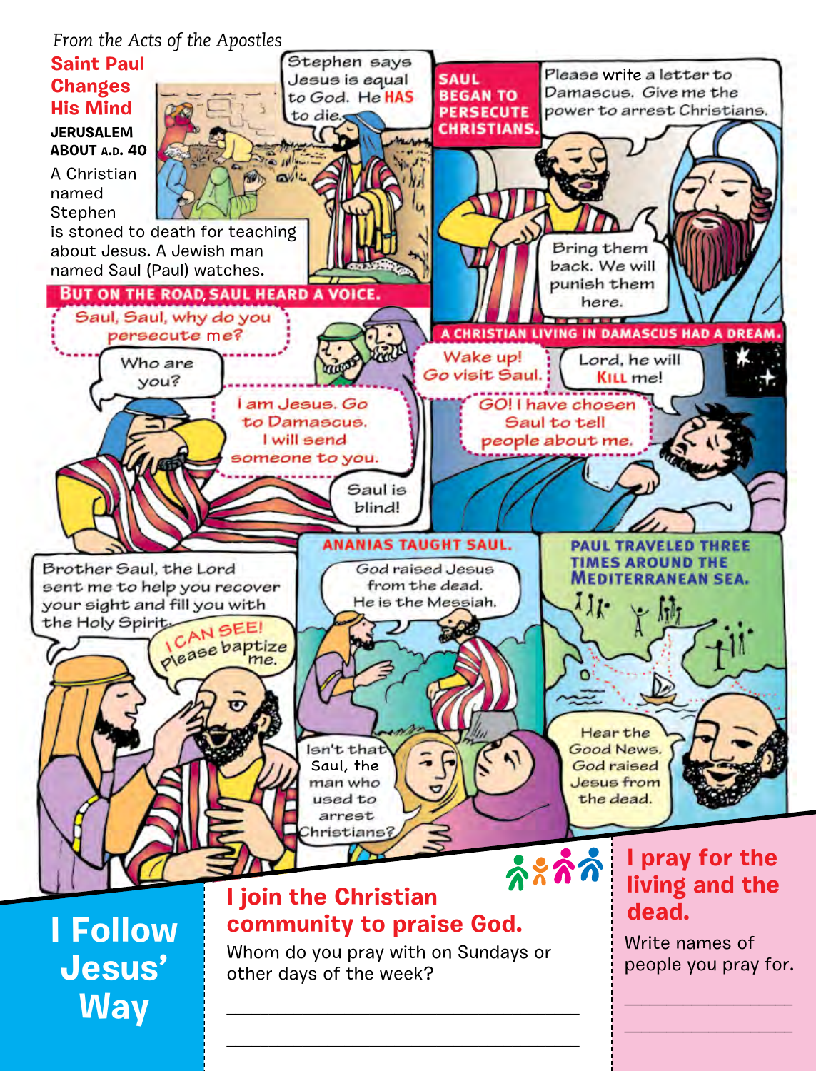*From the Acts of the Apostles*

# Saint Paul Changes His Mind

**JERUSALEM ABOUT A.D. 40**

A Christian named Stephen is stoned to death for teaching about Jesus. A Jewish man named Saul (Paul) watches.

Stephen says Jesus is equal to God. He **HAS** to die.

**SAUL BEGAN TO PERSECUTE CHRISTIANS.**

Please write a letter to Damascus. Give me the power to arrest Christians.

Bring them back. We will punish them here.

**BUT ON THE ROAD, SAUL HEARD A VOICE.**

Saul, Saul, why do you persecute me?

Who are you?

I am Jesus. Go to Damascus. I will send someone to you.

Saul is blind!

**A CHRISTIAN LIVING IN DAMASCUS HAD A DREAM.**

Wake up! Go visit Saul.

Lord, he will **KILL** me!

GO! I have chosen Saul to tell people about me.

Brother Saul, the Lord sent me to help you recover your sight and fill you with the Holy Spirit.

I CAN SEE! Please baptize me.

**ANANIAS TAUGHT SAUL.**

God raised Jesus from the dead. He is the Messiah.

Isn't that Saul, the man who used to arrest Christians?

**PAUL TRAVELED THREE TIMES AROUND THE MEDITERRANEAN SEA.**

Hear the Good News. God raised Jesus from the dead.

## I Follow Jesus' Way

### I join the Christian community to praise God.

Whom do you pray with on Sundays or other days of the week?

\_\_\_\_\_\_\_\_\_\_\_\_\_\_\_\_\_\_\_\_\_\_\_\_\_\_\_\_\_\_\_\_\_\_\_\_\_\_\_\_

\_\_\_\_\_\_\_\_\_\_\_\_\_\_\_\_\_\_\_\_\_\_\_\_\_\_\_\_\_\_\_\_\_\_\_\_\_\_\_\_

### I pray for the living and the dead.

Write names of people you pray for.

\_\_\_\_\_\_\_\_\_\_\_\_\_\_\_\_\_\_\_\_

\_\_\_\_\_\_\_\_\_\_\_\_\_\_\_\_\_\_\_\_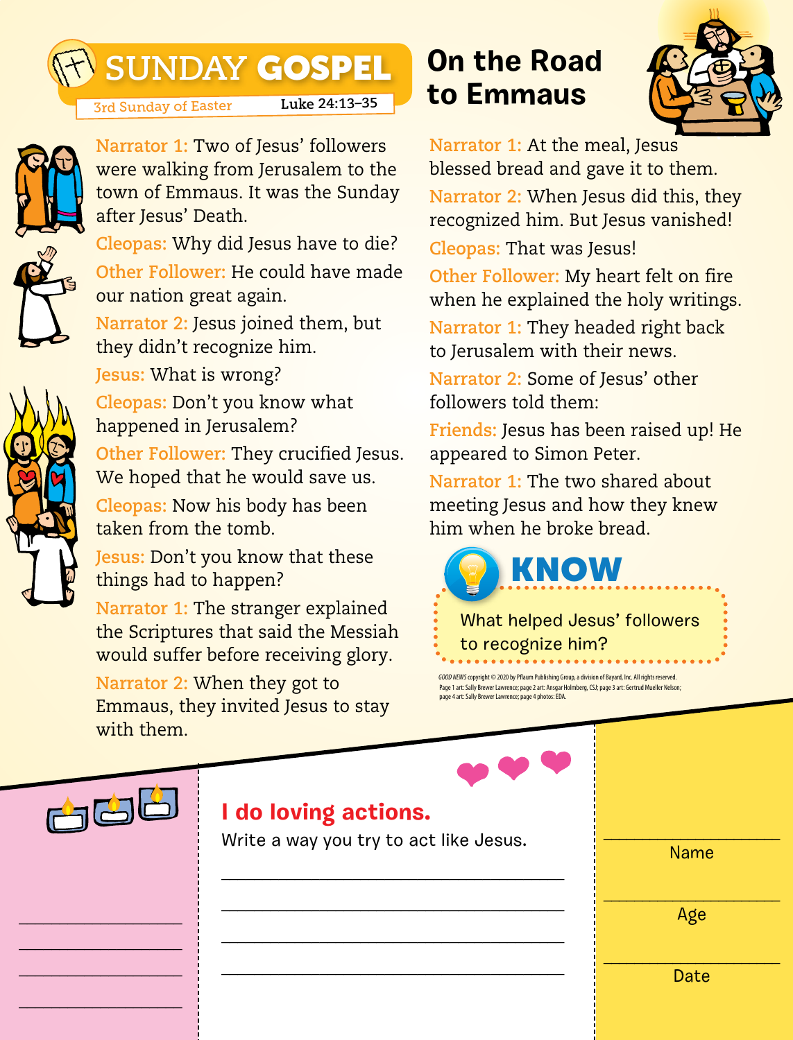# SUNDAY GOSPEL

3rd Sunday of Easter — Luke 24:13–35

## On the Road to Emmaus

**Narrator 1:** Two of Jesus' followers were walking from Jerusalem to the town of Emmaus. It was the Sunday after Jesus' Death.

**Cleopas:** Why did Jesus have to die?

**Other Follower:** He could have made our nation great again.

**Narrator 2:** Jesus joined them, but they didn't recognize him.

**Jesus:** What is wrong?

**Cleopas:** Don't you know what happened in Jerusalem?

**Other Follower:** They crucified Jesus. We hoped that he would save us.

**Cleopas:** Now his body has been taken from the tomb.

**Jesus:** Don't you know that these things had to happen?

**Narrator 1:** The stranger explained the Scriptures that said the Messiah would suffer before receiving glory.

**Narrator 2:** When they got to Emmaus, they invited Jesus to stay with them.

**Narrator 1:** At the meal, Jesus blessed bread and gave it to them.

**Narrator 2:** When Jesus did this, they recognized him. But Jesus vanished!

**Cleopas:** That was Jesus!

**Other Follower:** My heart felt on fire when he explained the holy writings.

**Narrator 1:** They headed right back to Jerusalem with their news.

**Narrator 2:** Some of Jesus' other followers told them:

**Friends:** Jesus has been raised up! He appeared to Simon Peter.

**Narrator 1:** The two shared about meeting Jesus and how they knew him when he broke bread.

### KNOW

What helped Jesus' followers to recognize him?

*GOOD NEWS* copyright © 2020 by Pflaum Publishing Group, a division of Bayard, Inc. All rights reserved. Page 1 art: Sally Brewer Lawrence; page 2 art: Ansgar Holmberg, CSJ; page 3 art: Gertrud Mueller Nelson; page 4 art: Sally Brewer Lawrence; page 4 photos: EDA.

______________________
______________________
______________________
______________________

### I do loving actions.

Write a way you try to act like Jesus.

______________________
______________________
______________________
______________________

______________________
Name

______________________
Age

______________________
Date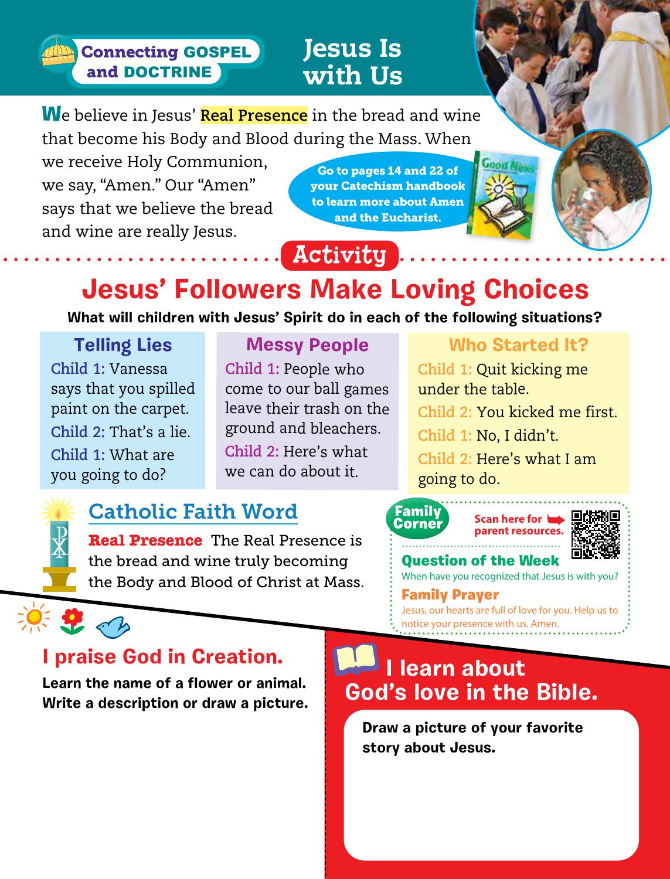Connecting **GOSPEL** and **DOCTRINE**

# Jesus Is with Us

We believe in Jesus' **Real Presence** in the bread and wine that become his Body and Blood during the Mass. When we receive Holy Communion, we say, "Amen." Our "Amen" says that we believe the bread and wine are really Jesus.

Go to pages 14 and 22 of your Catechism handbook to learn more about Amen and the Eucharist.

**Activity**

## Jesus' Followers Make Loving Choices

**What will children with Jesus' Spirit do in each of the following situations?**

### Telling Lies

Child 1: Vanessa says that you spilled paint on the carpet.

Child 2: That's a lie.

Child 1: What are you going to do?

### Messy People

Child 1: People who come to our ball games leave their trash on the ground and bleachers.

Child 2: Here's what we can do about it.

### Who Started It?

Child 1: Quit kicking me under the table.

Child 2: You kicked me first.

Child 1: No, I didn't.

Child 2: Here's what I am going to do.

## Catholic Faith Word

**Real Presence** The Real Presence is the bread and wine truly becoming the Body and Blood of Christ at Mass.

**Family Corner**

Scan here for parent resources.

**Question of the Week**

When have you recognized that Jesus is with you?

**Family Prayer**

Jesus, our hearts are full of love for you. Help us to notice your presence with us. Amen.

## I praise God in Creation.

**Learn the name of a flower or animal. Write a description or draw a picture.**

## I learn about God's love in the Bible.

**Draw a picture of your favorite story about Jesus.**